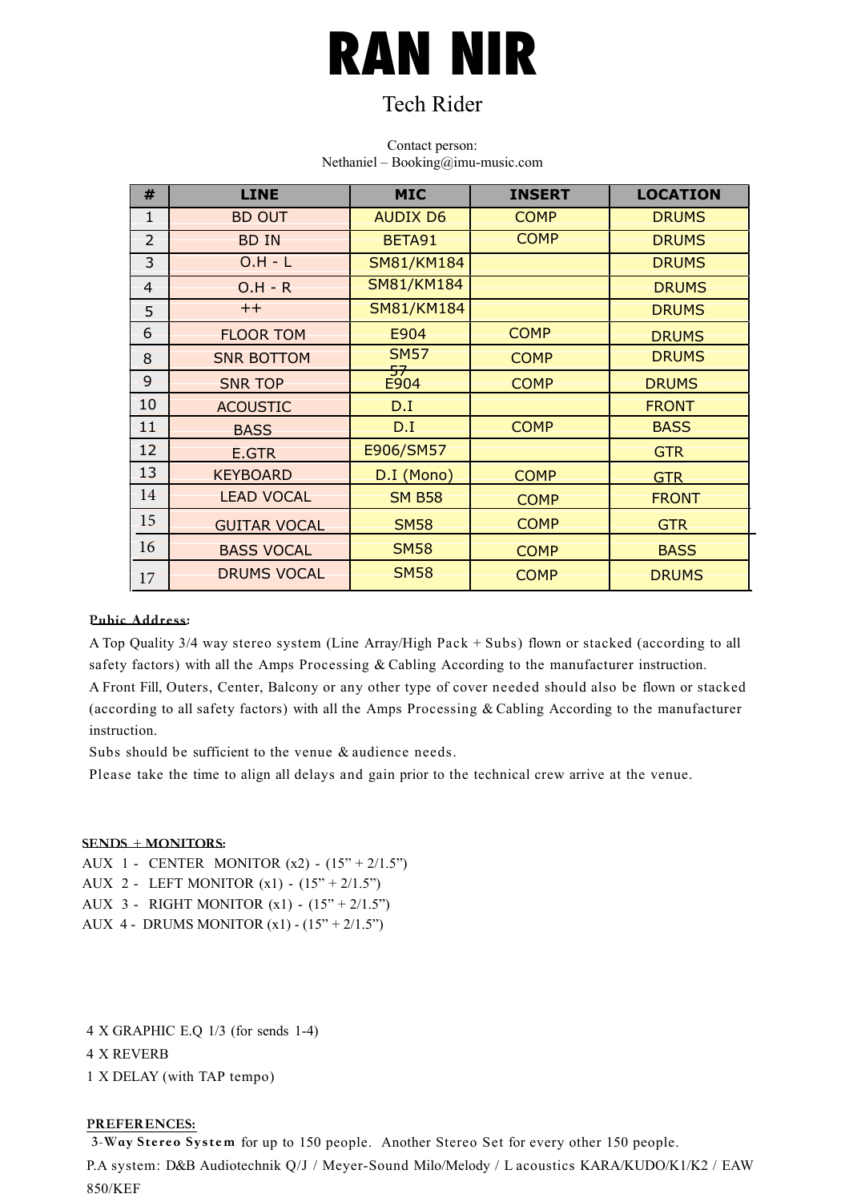# RAN NIR

## Tech Rider

Contact person:
Nethaniel – Booking@imu-music.com

| # | LINE | MIC | INSERT | LOCATION |
|---|---|---|---|---|
| 1 | BD OUT | AUDIX D6 | COMP | DRUMS |
| 2 | BD IN | BETA91 | COMP | DRUMS |
| 3 | O.H - L | SM81/KM184 | | DRUMS |
| 4 | O.H - R | SM81/KM184 | | DRUMS |
| 5 | ++ | SM81/KM184 | | DRUMS |
| 6 | FLOOR TOM | E904 | COMP | DRUMS |
| 8 | SNR BOTTOM | SM57 57 | COMP | DRUMS |
| 9 | SNR TOP | E904 | COMP | DRUMS |
| 10 | ACOUSTIC | D.I | | FRONT |
| 11 | BASS | D.I | COMP | BASS |
| 12 | E.GTR | E906/SM57 | | GTR |
| 13 | KEYBOARD | D.I (Mono) | COMP | GTR |
| 14 | LEAD VOCAL | SM B58 | COMP | FRONT |
| 15 | GUITAR VOCAL | SM58 | COMP | GTR |
| 16 | BASS VOCAL | SM58 | COMP | BASS |
| 17 | DRUMS VOCAL | SM58 | COMP | DRUMS |

**Pubic Address:**

A Top Quality 3/4 way stereo system (Line Array/High Pack + Subs) flown or stacked (according to all safety factors) with all the Amps Processing & Cabling According to the manufacturer instruction.
A Front Fill, Outers, Center, Balcony or any other type of cover needed should also be flown or stacked (according to all safety factors) with all the Amps Processing & Cabling According to the manufacturer instruction.
Subs should be sufficient to the venue & audience needs.
Please take the time to align all delays and gain prior to the technical crew arrive at the venue.

**SENDS + MONITORS:**

AUX 1 - CENTER MONITOR (x2) - (15" + 2/1.5")
AUX 2 - LEFT MONITOR (x1) - (15" + 2/1.5")
AUX 3 - RIGHT MONITOR (x1) - (15" + 2/1.5")
AUX 4 - DRUMS MONITOR (x1) - (15" + 2/1.5")

4 X GRAPHIC E.Q 1/3 (for sends 1-4)
4 X REVERB
1 X DELAY (with TAP tempo)

**PREFERENCES:**

**3-Way Stereo System** for up to 150 people. Another Stereo Set for every other 150 people.
P.A system: D&B Audiotechnik Q/J / Meyer-Sound Milo/Melody / L acoustics KARA/KUDO/K1/K2 / EAW 850/KEF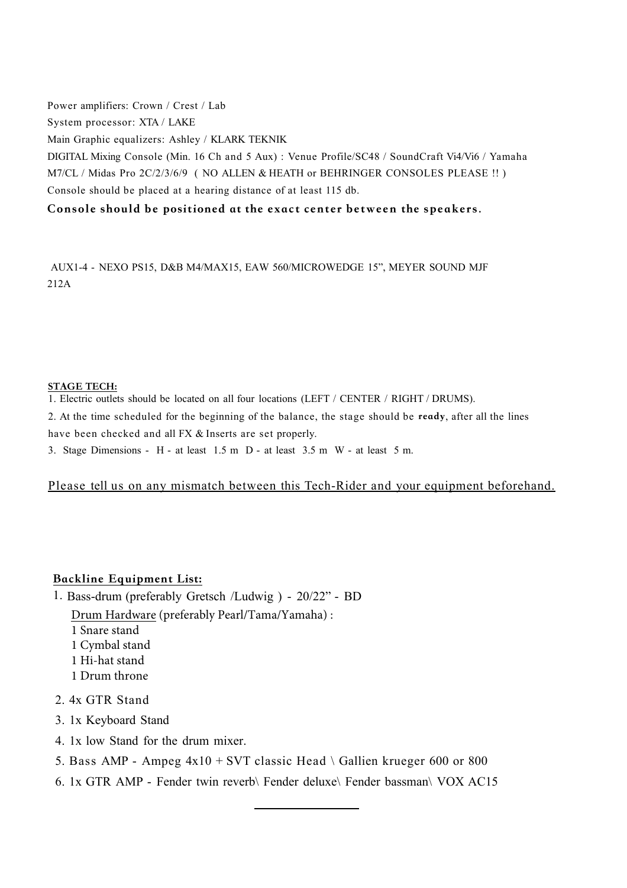Power amplifiers: Crown / Crest / Lab

System processor: XTA / LAKE

Main Graphic equalizers: Ashley / KLARK TEKNIK

DIGITAL Mixing Console (Min. 16 Ch and 5 Aux) : Venue Profile/SC48 / SoundCraft Vi4/Vi6 / Yamaha M7/CL / Midas Pro 2C/2/3/6/9 ( NO ALLEN & HEATH or BEHRINGER CONSOLES PLEASE !! )

Console should be placed at a hearing distance of at least 115 db.

**Console should be positioned at the exact center between the speakers.**

AUX1-4 - NEXO PS15, D&B M4/MAX15, EAW 560/MICROWEDGE 15", MEYER SOUND MJF 212A

**STAGE TECH:**

1. Electric outlets should be located on all four locations (LEFT / CENTER / RIGHT / DRUMS).
2. At the time scheduled for the beginning of the balance, the stage should be **ready**, after all the lines have been checked and all FX & Inserts are set properly.
3. Stage Dimensions - H - at least 1.5 m D - at least 3.5 m W - at least 5 m.

Please tell us on any mismatch between this Tech-Rider and your equipment beforehand.

**Backline Equipment List:**

1. Bass-drum (preferably Gretsch /Ludwig ) - 20/22" - BD
   Drum Hardware (preferably Pearl/Tama/Yamaha) :
   1 Snare stand
   1 Cymbal stand
   1 Hi-hat stand
   1 Drum throne
2. 4x GTR Stand
3. 1x Keyboard Stand
4. 1x low Stand for the drum mixer.
5. Bass AMP - Ampeg 4x10 + SVT classic Head \ Gallien krueger 600 or 800
6. 1x GTR AMP - Fender twin reverb\ Fender deluxe\ Fender bassman\ VOX AC15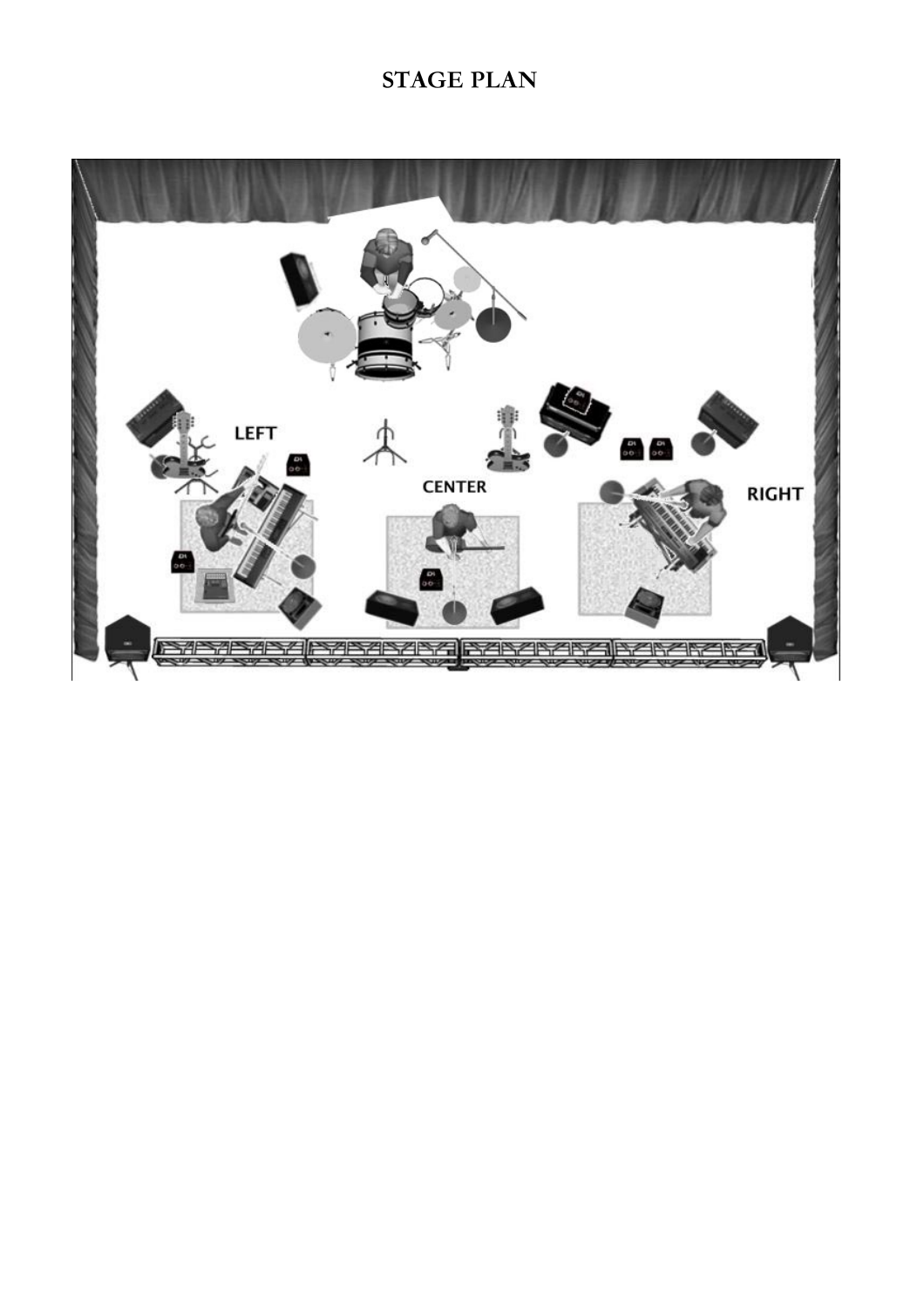# STAGE PLAN

LEFT

CENTER

RIGHT